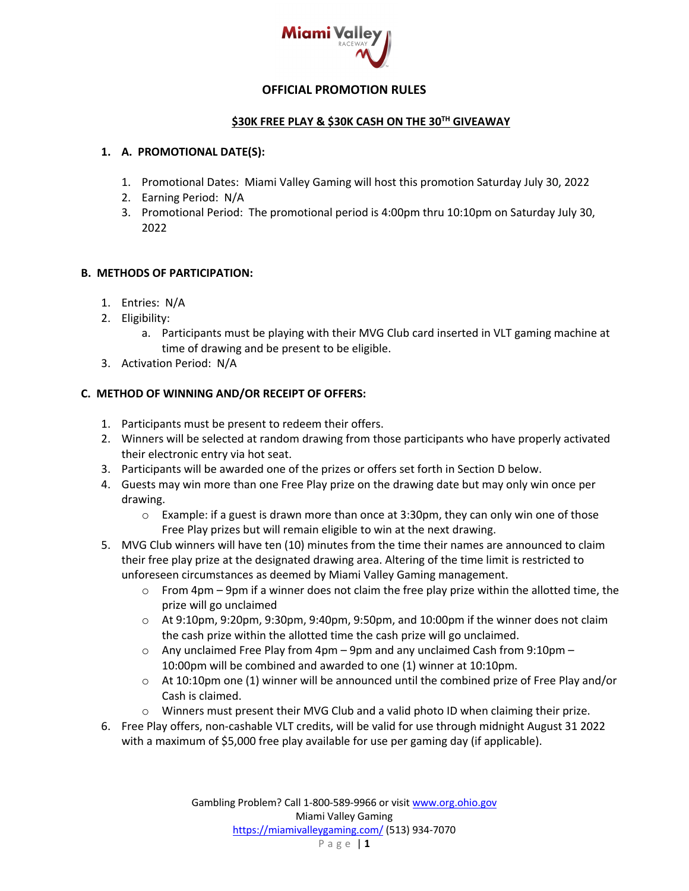# OFFICIAL PROMOTION RULES

## $30K FREE PLAY & $30K CASH ON THE 30TH GIVEAWAY

### 1. A. PROMOTIONAL DATE(S):

1. Promotional Dates: Miami Valley Gaming will host this promotion Saturday July 30, 2022
2. Earning Period: N/A
3. Promotional Period: The promotional period is 4:00pm thru 10:10pm on Saturday July 30, 2022

### B. METHODS OF PARTICIPATION:

1. Entries: N/A
2. Eligibility:
   a. Participants must be playing with their MVG Club card inserted in VLT gaming machine at time of drawing and be present to be eligible.
3. Activation Period: N/A

### C. METHOD OF WINNING AND/OR RECEIPT OF OFFERS:

1. Participants must be present to redeem their offers.
2. Winners will be selected at random drawing from those participants who have properly activated their electronic entry via hot seat.
3. Participants will be awarded one of the prizes or offers set forth in Section D below.
4. Guests may win more than one Free Play prize on the drawing date but may only win once per drawing.
   - Example: if a guest is drawn more than once at 3:30pm, they can only win one of those Free Play prizes but will remain eligible to win at the next drawing.
5. MVG Club winners will have ten (10) minutes from the time their names are announced to claim their free play prize at the designated drawing area. Altering of the time limit is restricted to unforeseen circumstances as deemed by Miami Valley Gaming management.
   - From 4pm – 9pm if a winner does not claim the free play prize within the allotted time, the prize will go unclaimed
   - At 9:10pm, 9:20pm, 9:30pm, 9:40pm, 9:50pm, and 10:00pm if the winner does not claim the cash prize within the allotted time the cash prize will go unclaimed.
   - Any unclaimed Free Play from 4pm – 9pm and any unclaimed Cash from 9:10pm – 10:00pm will be combined and awarded to one (1) winner at 10:10pm.
   - At 10:10pm one (1) winner will be announced until the combined prize of Free Play and/or Cash is claimed.
   - Winners must present their MVG Club and a valid photo ID when claiming their prize.
6. Free Play offers, non-cashable VLT credits, will be valid for use through midnight August 31 2022 with a maximum of $5,000 free play available for use per gaming day (if applicable).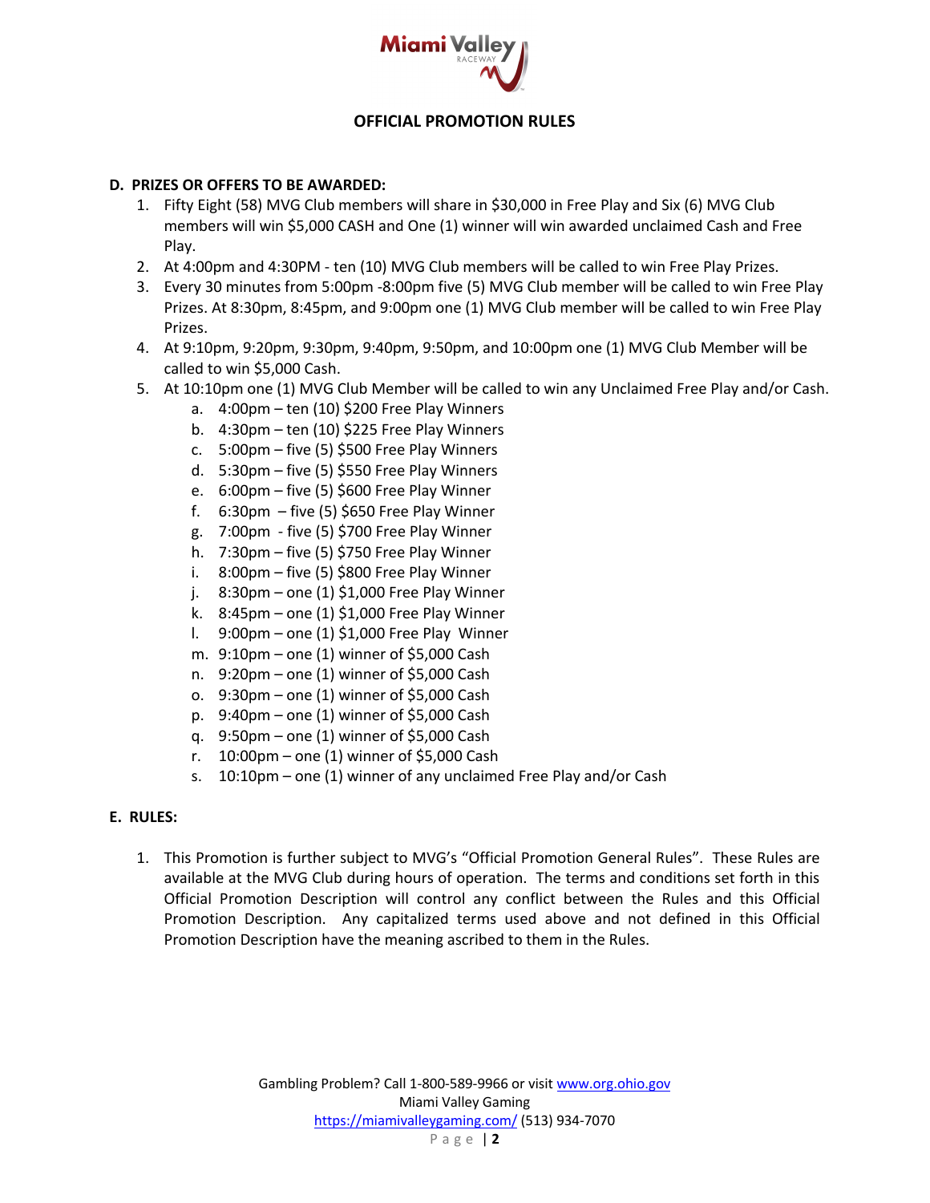## OFFICIAL PROMOTION RULES

**D. PRIZES OR OFFERS TO BE AWARDED:**

1. Fifty Eight (58) MVG Club members will share in $30,000 in Free Play and Six (6) MVG Club members will win $5,000 CASH and One (1) winner will win awarded unclaimed Cash and Free Play.
2. At 4:00pm and 4:30PM - ten (10) MVG Club members will be called to win Free Play Prizes.
3. Every 30 minutes from 5:00pm -8:00pm five (5) MVG Club member will be called to win Free Play Prizes. At 8:30pm, 8:45pm, and 9:00pm one (1) MVG Club member will be called to win Free Play Prizes.
4. At 9:10pm, 9:20pm, 9:30pm, 9:40pm, 9:50pm, and 10:00pm one (1) MVG Club Member will be called to win $5,000 Cash.
5. At 10:10pm one (1) MVG Club Member will be called to win any Unclaimed Free Play and/or Cash.
   a. 4:00pm – ten (10) $200 Free Play Winners
   b. 4:30pm – ten (10) $225 Free Play Winners
   c. 5:00pm – five (5) $500 Free Play Winners
   d. 5:30pm – five (5) $550 Free Play Winners
   e. 6:00pm – five (5) $600 Free Play Winner
   f. 6:30pm – five (5) $650 Free Play Winner
   g. 7:00pm - five (5) $700 Free Play Winner
   h. 7:30pm – five (5) $750 Free Play Winner
   i. 8:00pm – five (5) $800 Free Play Winner
   j. 8:30pm – one (1) $1,000 Free Play Winner
   k. 8:45pm – one (1) $1,000 Free Play Winner
   l. 9:00pm – one (1) $1,000 Free Play Winner
   m. 9:10pm – one (1) winner of $5,000 Cash
   n. 9:20pm – one (1) winner of $5,000 Cash
   o. 9:30pm – one (1) winner of $5,000 Cash
   p. 9:40pm – one (1) winner of $5,000 Cash
   q. 9:50pm – one (1) winner of $5,000 Cash
   r. 10:00pm – one (1) winner of $5,000 Cash
   s. 10:10pm – one (1) winner of any unclaimed Free Play and/or Cash

**E. RULES:**

1. This Promotion is further subject to MVG's "Official Promotion General Rules". These Rules are available at the MVG Club during hours of operation. The terms and conditions set forth in this Official Promotion Description will control any conflict between the Rules and this Official Promotion Description. Any capitalized terms used above and not defined in this Official Promotion Description have the meaning ascribed to them in the Rules.

Gambling Problem? Call 1-800-589-9966 or visit www.org.ohio.gov
Miami Valley Gaming
https://miamivalleygaming.com/ (513) 934-7070